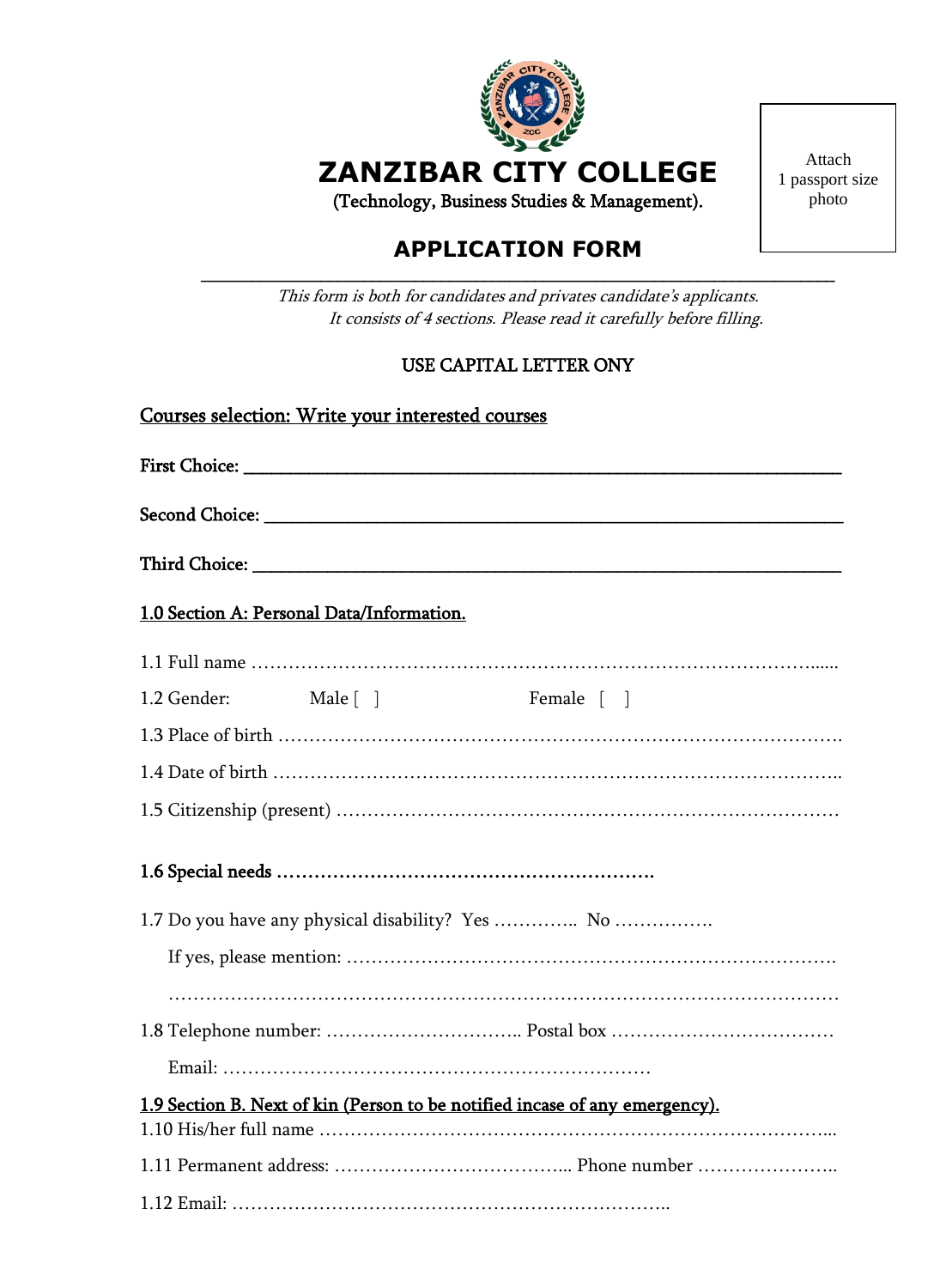# ZANZIBAR CITY COLLEGE

(Technology, Business Studies & Management).

Attach 1 passport size photo

## APPLICATION FORM

*This form is both for candidates and privates candidate's applicants.*
*It consists of 4 sections. Please read it carefully before filling.*

USE CAPITAL LETTER ONY

**Courses selection: Write your interested courses**

First Choice: ____________________________________________

Second Choice: ____________________________________________

Third Choice: ____________________________________________

**1.0 Section A: Personal Data/Information.**

1.1 Full name ……………………………………………………………………………......

1.2 Gender: Male [ ] Female [ ]

1.3 Place of birth ……………………………………………………………………………

1.4 Date of birth ……………………………………………………………………………..

1.5 Citizenship (present) ……………………………………………………………………

**1.6 Special needs …………………………………………………….**

1.7 Do you have any physical disability? Yes ………….. No …………….

If yes, please mention: …………………………………………………………………….

……………………………………………………………………………………………

1.8 Telephone number: ………………………….. Postal box ………………………………

Email: ……………………………………………………………

**1.9 Section B. Next of kin (Person to be notified incase of any emergency).**

1.10 His/her full name ……………………………………………………………………...

1.11 Permanent address: ……………………………….. Phone number …………………..

1.12 Email: ……………………………………………………………..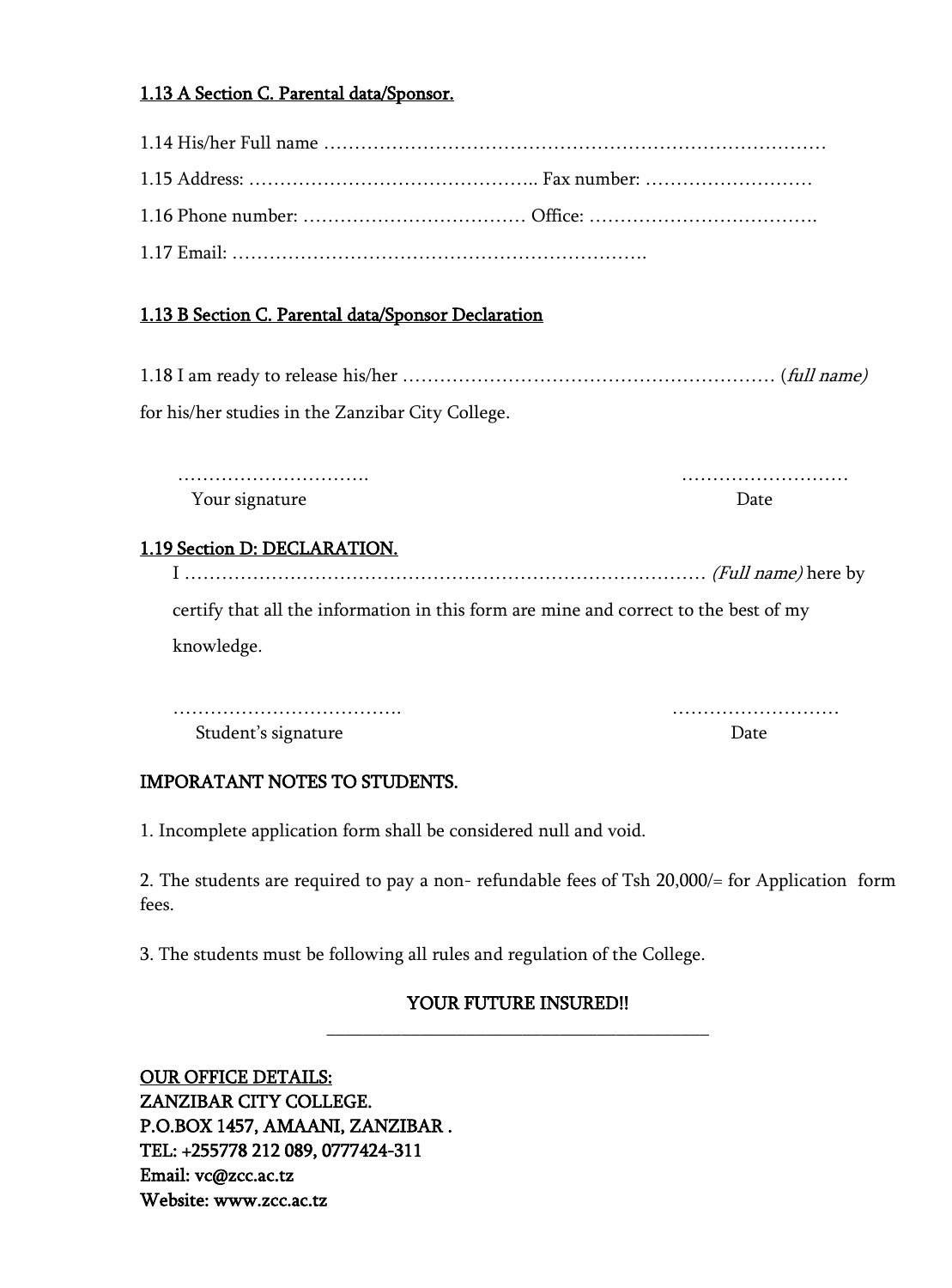**<u>1.13 A Section C. Parental data/Sponsor.</u>**

1.14 His/her Full name ………………………………………………………………………

1.15 Address: ……………………………………….. Fax number: ………………………

1.16 Phone number: ……………………………… Office: ……………………………….

1.17 Email: ………………………………………………………….

**<u>1.13 B Section C. Parental data/Sponsor Declaration</u>**

1.18 I am ready to release his/her …………………………………………………… (*full name*) for his/her studies in the Zanzibar City College.

…………………………. ………………………
Your signature Date

**<u>1.19 Section D: DECLARATION.</u>**

I ……………………………………………………………………… *(Full name)* here by certify that all the information in this form are mine and correct to the best of my knowledge.

………………………………. ………………………
Student's signature Date

**IMPORATANT NOTES TO STUDENTS.**

1. Incomplete application form shall be considered null and void.

2. The students are required to pay a non- refundable fees of Tsh 20,000/= for Application form fees.

3. The students must be following all rules and regulation of the College.

**YOUR FUTURE INSURED!!**

---

**<u>OUR OFFICE DETAILS:</u>**
**ZANZIBAR CITY COLLEGE.**
**P.O.BOX 1457, AMAANI, ZANZIBAR .**
**TEL: +255778 212 089, 0777424-311**
**Email: vc@zcc.ac.tz**
**Website: www.zcc.ac.tz**